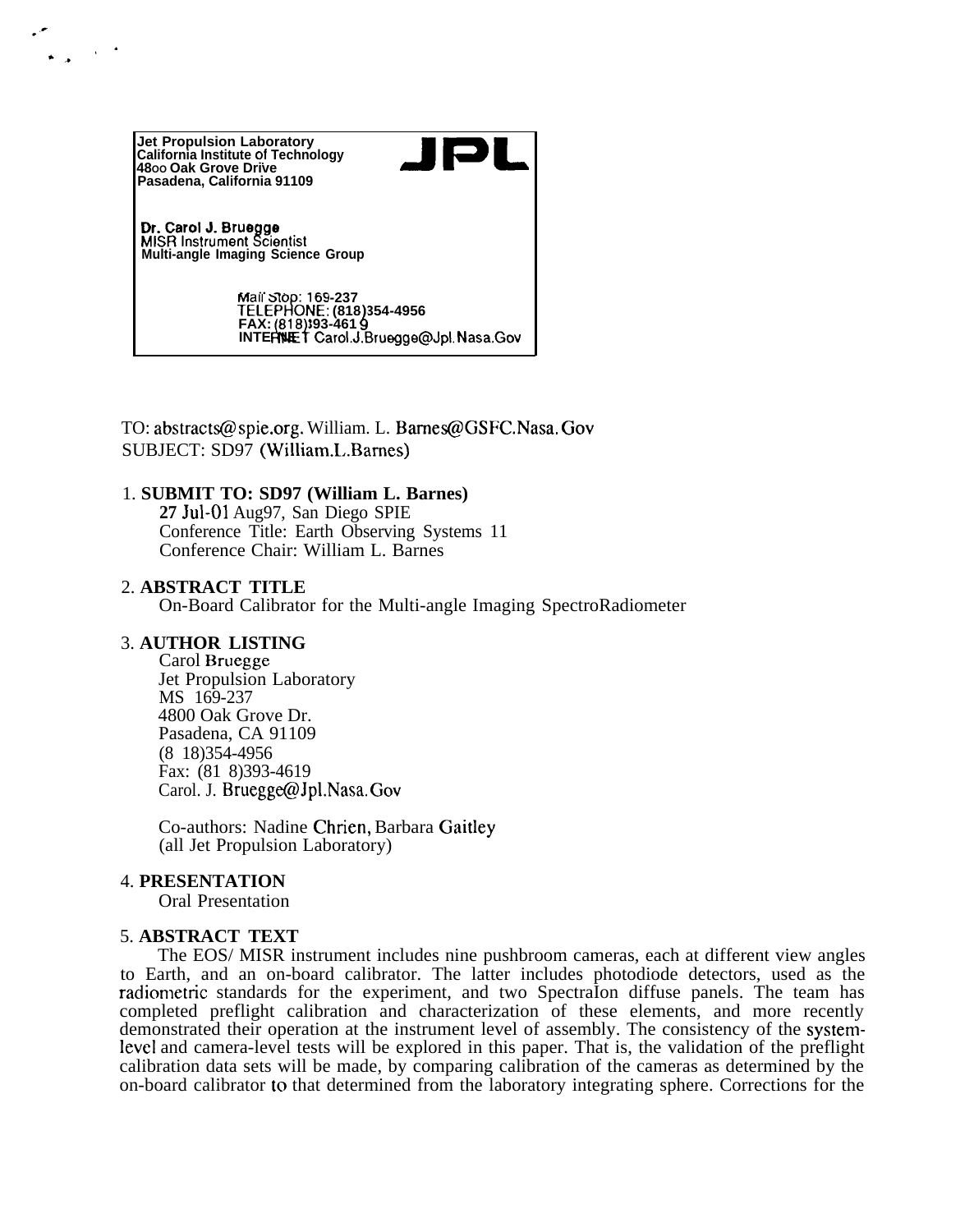Jet Propulsion Laboratory
California Institute of Technology
4800 Oak Grove Drive
Pasadena, California 91109

**JPL**

**Dr. Carol J. Bruegge**
MISR Instrument Scientist
Multi-angle Imaging Science Group

Mail Stop: 169-237
TELEPHONE: (818)354-4956
FAX: (818)393-4619
INTERNET Carol.J.Bruegge@Jpl.Nasa.Gov

TO: abstracts@spie.org. William. L. Barnes@GSFC.Nasa.Gov
SUBJECT: SD97 (William.L.Barnes)

1. **SUBMIT TO: SD97 (William L. Barnes)**
   **27 Jul-01** Aug97, San Diego SPIE
   Conference Title: Earth Observing Systems 11
   Conference Chair: William L. Barnes

2. **ABSTRACT TITLE**
   On-Board Calibrator for the Multi-angle Imaging SpectroRadiometer

3. **AUTHOR LISTING**
   Carol Bruegge
   Jet Propulsion Laboratory
   MS 169-237
   4800 Oak Grove Dr.
   Pasadena, CA 91109
   (8 18)354-4956
   Fax: (81 8)393-4619
   Carol. J. Bruegge@Jpl.Nasa.Gov

   Co-authors: Nadine Chrien, Barbara Gaitley
   (all Jet Propulsion Laboratory)

4. **PRESENTATION**
   Oral Presentation

5. **ABSTRACT TEXT**
   The EOS/ MISR instrument includes nine pushbroom cameras, each at different view angles to Earth, and an on-board calibrator. The latter includes photodiode detectors, used as the radiometric standards for the experiment, and two SpectraIon diffuse panels. The team has completed preflight calibration and characterization of these elements, and more recently demonstrated their operation at the instrument level of assembly. The consistency of the system-level and camera-level tests will be explored in this paper. That is, the validation of the preflight calibration data sets will be made, by comparing calibration of the cameras as determined by the on-board calibrator to that determined from the laboratory integrating sphere. Corrections for the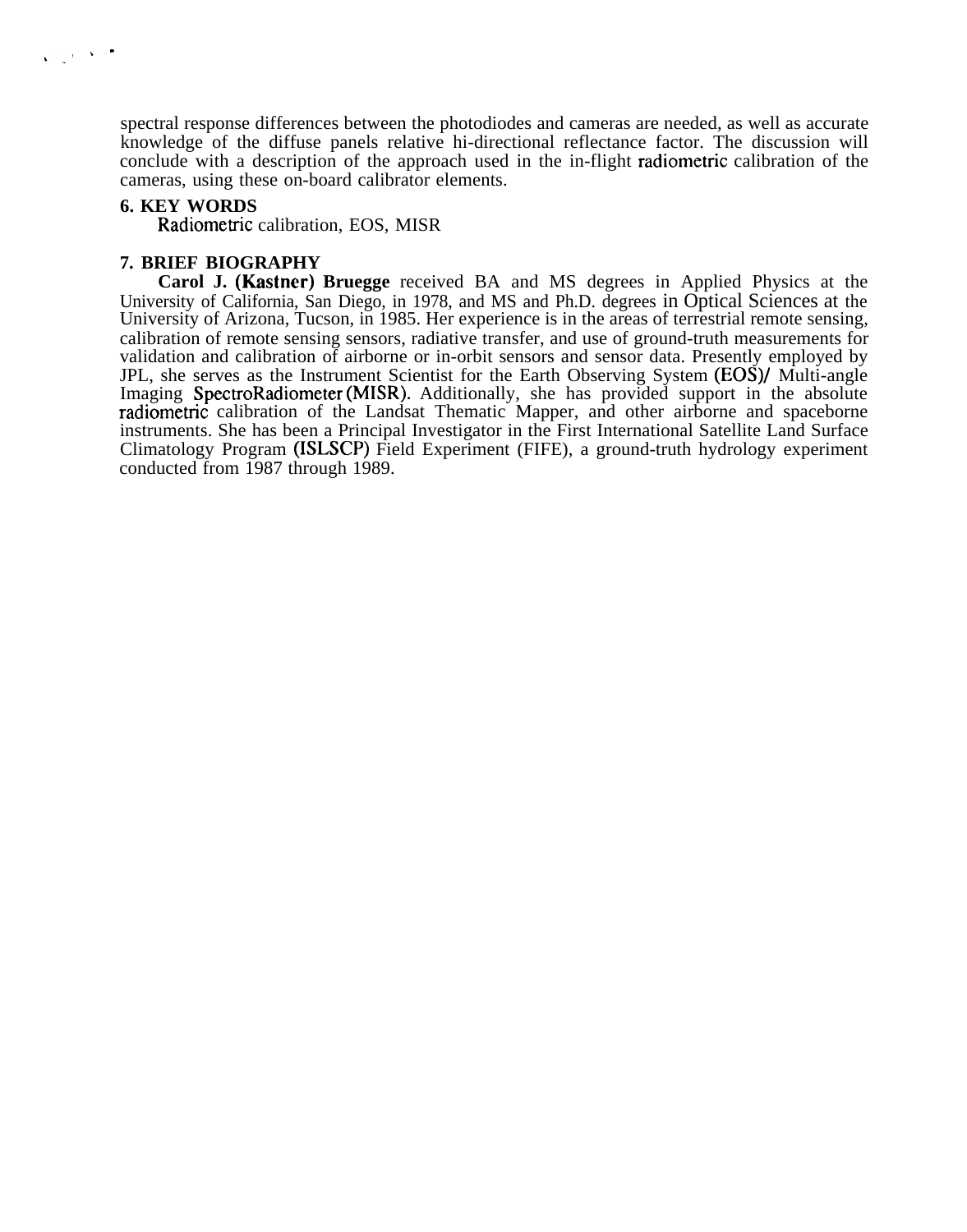spectral response differences between the photodiodes and cameras are needed, as well as accurate knowledge of the diffuse panels relative hi-directional reflectance factor. The discussion will conclude with a description of the approach used in the in-flight radiometric calibration of the cameras, using these on-board calibrator elements.

**6. KEY WORDS**

Radiometric calibration, EOS, MISR

**7. BRIEF BIOGRAPHY**

**Carol J. (Kastner) Bruegge** received BA and MS degrees in Applied Physics at the University of California, San Diego, in 1978, and MS and Ph.D. degrees in Optical Sciences at the University of Arizona, Tucson, in 1985. Her experience is in the areas of terrestrial remote sensing, calibration of remote sensing sensors, radiative transfer, and use of ground-truth measurements for validation and calibration of airborne or in-orbit sensors and sensor data. Presently employed by JPL, she serves as the Instrument Scientist for the Earth Observing System (EOS)/ Multi-angle Imaging SpectroRadiometer (MISR). Additionally, she has provided support in the absolute radiometric calibration of the Landsat Thematic Mapper, and other airborne and spaceborne instruments. She has been a Principal Investigator in the First International Satellite Land Surface Climatology Program (ISLSCP) Field Experiment (FIFE), a ground-truth hydrology experiment conducted from 1987 through 1989.